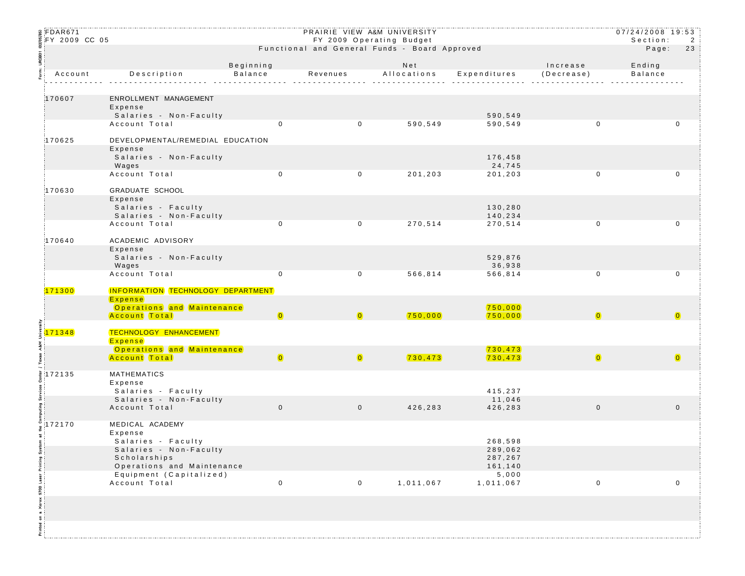FDAR671
FY 2009 CC 05

PRAIRIE VIEW A&M UNIVERSITY
FY 2009 Operating Budget
Functional and General Funds - Board Approved

07/24/2008 19:53
Section: 2

| Account | Description | Beginning Balance | Revenues | Net Allocations | Expenditures | Increase (Decrease) | Ending Balance |
|---|---|---|---|---|---|---|---|
| 170607 | ENROLLMENT MANAGEMENT | | | | | | |
| | Expense | | | | | | |
| | Salaries - Non-Faculty | | | | 590,549 | | |
| | Account Total | 0 | 0 | 590,549 | 590,549 | 0 | 0 |
| 170625 | DEVELOPMENTAL/REMEDIAL EDUCATION | | | | | | |
| | Expense | | | | | | |
| | Salaries - Non-Faculty | | | | 176,458 | | |
| | Wages | | | | 24,745 | | |
| | Account Total | 0 | 0 | 201,203 | 201,203 | 0 | 0 |
| 170630 | GRADUATE SCHOOL | | | | | | |
| | Expense | | | | | | |
| | Salaries - Faculty | | | | 130,280 | | |
| | Salaries - Non-Faculty | | | | 140,234 | | |
| | Account Total | 0 | 0 | 270,514 | 270,514 | 0 | 0 |
| 170640 | ACADEMIC ADVISORY | | | | | | |
| | Expense | | | | | | |
| | Salaries - Non-Faculty | | | | 529,876 | | |
| | Wages | | | | 36,938 | | |
| | Account Total | 0 | 0 | 566,814 | 566,814 | 0 | 0 |
| 171300 | INFORMATION TECHNOLOGY DEPARTMENT | | | | | | |
| | Expense | | | | | | |
| | Operations and Maintenance | | | | 750,000 | | |
| | Account Total | 0 | 0 | 750,000 | 750,000 | 0 | 0 |
| 171348 | TECHNOLOGY ENHANCEMENT | | | | | | |
| | Expense | | | | | | |
| | Operations and Maintenance | | | | 730,473 | | |
| | Account Total | 0 | 0 | 730,473 | 730,473 | 0 | 0 |
| 172135 | MATHEMATICS | | | | | | |
| | Expense | | | | | | |
| | Salaries - Faculty | | | | 415,237 | | |
| | Salaries - Non-Faculty | | | | 11,046 | | |
| | Account Total | 0 | 0 | 426,283 | 426,283 | 0 | 0 |
| 172170 | MEDICAL ACADEMY | | | | | | |
| | Expense | | | | | | |
| | Salaries - Faculty | | | | 268,598 | | |
| | Salaries - Non-Faculty | | | | 289,062 | | |
| | Scholarships | | | | 287,267 | | |
| | Operations and Maintenance | | | | 161,140 | | |
| | Equipment (Capitalized) | | | | 5,000 | | |
| | Account Total | 0 | 0 | 1,011,067 | 1,011,067 | 0 | 0 |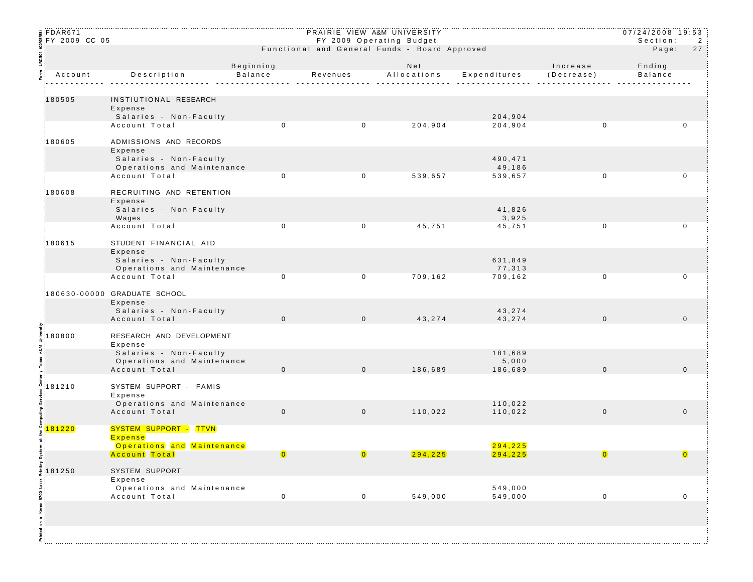FDAR671 PRAIRIE VIEW A&M UNIVERSITY 07/24/2008 19:53
FY 2009 CC 05 FY 2009 Operating Budget Section: 2
Functional and General Funds - Board Approved Page: 27

| Account | Description | Beginning Balance | Revenues | Net Allocations | Expenditures | Increase (Decrease) | Ending Balance |
|---|---|---|---|---|---|---|---|
| 180505 | INSTIUTIONAL RESEARCH | | | | | | |
| | Expense | | | | | | |
| | Salaries - Non-Faculty | | | | 204,904 | | |
| | Account Total | 0 | 0 | 204,904 | 204,904 | 0 | 0 |
| 180605 | ADMISSIONS AND RECORDS | | | | | | |
| | Expense | | | | | | |
| | Salaries - Non-Faculty | | | | 490,471 | | |
| | Operations and Maintenance | | | | 49,186 | | |
| | Account Total | 0 | 0 | 539,657 | 539,657 | 0 | 0 |
| 180608 | RECRUITING AND RETENTION | | | | | | |
| | Expense | | | | | | |
| | Salaries - Non-Faculty | | | | 41,826 | | |
| | Wages | | | | 3,925 | | |
| | Account Total | 0 | 0 | 45,751 | 45,751 | 0 | 0 |
| 180615 | STUDENT FINANCIAL AID | | | | | | |
| | Expense | | | | | | |
| | Salaries - Non-Faculty | | | | 631,849 | | |
| | Operations and Maintenance | | | | 77,313 | | |
| | Account Total | 0 | 0 | 709,162 | 709,162 | 0 | 0 |
| 180630-00000 | GRADUATE SCHOOL | | | | | | |
| | Expense | | | | | | |
| | Salaries - Non-Faculty | | | | 43,274 | | |
| | Account Total | 0 | 0 | 43,274 | 43,274 | 0 | 0 |
| 180800 | RESEARCH AND DEVELOPMENT | | | | | | |
| | Expense | | | | | | |
| | Salaries - Non-Faculty | | | | 181,689 | | |
| | Operations and Maintenance | | | | 5,000 | | |
| | Account Total | 0 | 0 | 186,689 | 186,689 | 0 | 0 |
| 181210 | SYSTEM SUPPORT - FAMIS | | | | | | |
| | Expense | | | | | | |
| | Operations and Maintenance | | | | 110,022 | | |
| | Account Total | 0 | 0 | 110,022 | 110,022 | 0 | 0 |
| 181220 | SYSTEM SUPPORT - TTVN | | | | | | |
| | Expense | | | | | | |
| | Operations and Maintenance | | | | 294,225 | | |
| | Account Total | 0 | 0 | 294,225 | 294,225 | 0 | 0 |
| 181250 | SYSTEM SUPPORT | | | | | | |
| | Expense | | | | | | |
| | Operations and Maintenance | | | | 549,000 | | |
| | Account Total | 0 | 0 | 549,000 | 549,000 | 0 | 0 |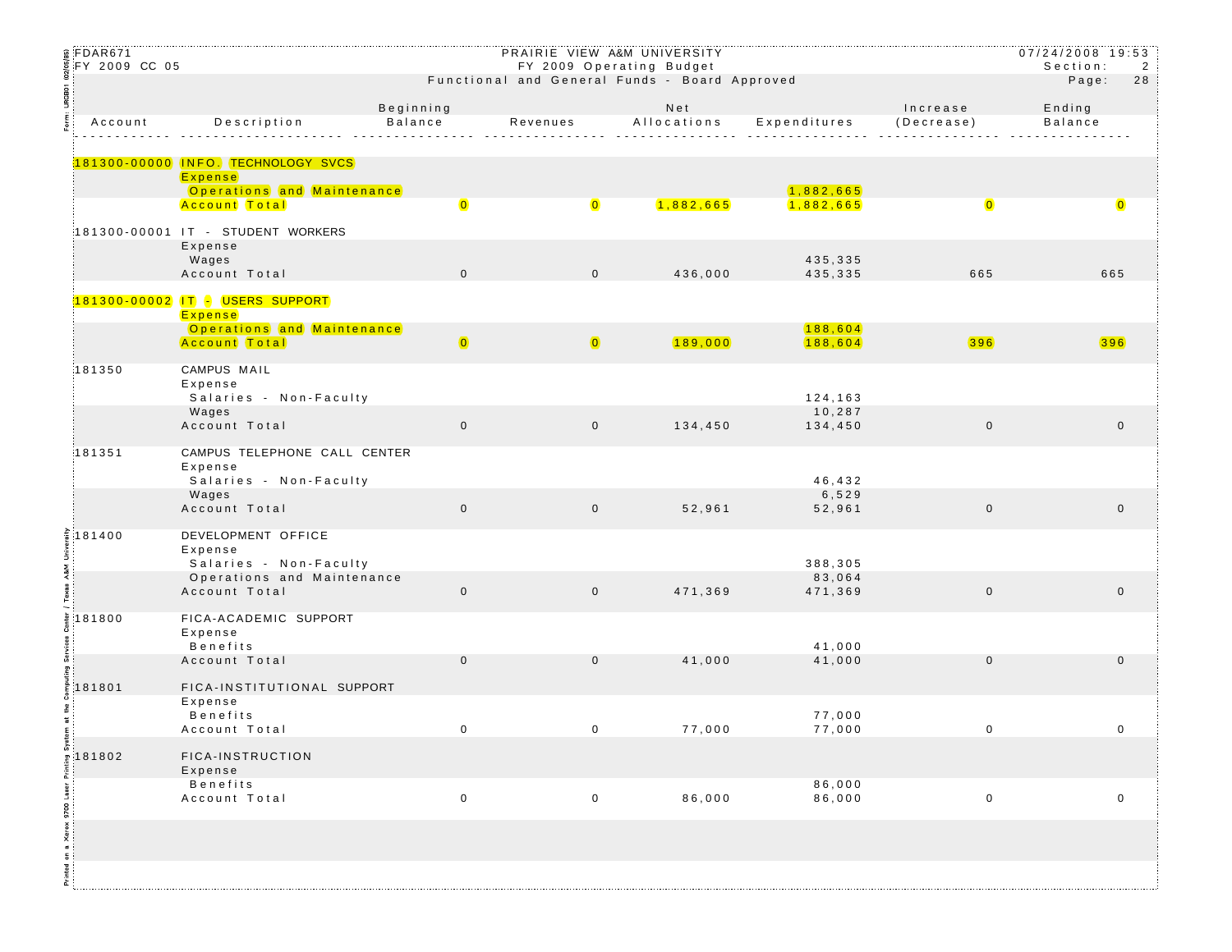PRAIRIE VIEW A&M UNIVERSITY

FY 2009 Operating Budget

Functional and General Funds - Board Approved

FDAR671

FY 2009 CC 05

07/24/2008 19:53

Section: 2

| Account | Description | Beginning Balance | Revenues | Net Allocations | Expenditures | Increase (Decrease) | Ending Balance |
|---|---|---|---|---|---|---|---|
| 181300-00000 | INFO. TECHNOLOGY SVCS | | | | | | |
| | Expense | | | | | | |
| | Operations and Maintenance | | | | 1,882,665 | | |
| | Account Total | 0 | 0 | 1,882,665 | 1,882,665 | 0 | 0 |
| 181300-00001 | IT - STUDENT WORKERS | | | | | | |
| | Expense | | | | | | |
| | Wages | | | | 435,335 | | |
| | Account Total | 0 | 0 | 436,000 | 435,335 | 665 | 665 |
| 181300-00002 | IT - USERS SUPPORT | | | | | | |
| | Expense | | | | | | |
| | Operations and Maintenance | | | | 188,604 | | |
| | Account Total | 0 | 0 | 189,000 | 188,604 | 396 | 396 |
| 181350 | CAMPUS MAIL | | | | | | |
| | Expense | | | | | | |
| | Salaries - Non-Faculty | | | | 124,163 | | |
| | Wages | | | | 10,287 | | |
| | Account Total | 0 | 0 | 134,450 | 134,450 | 0 | 0 |
| 181351 | CAMPUS TELEPHONE CALL CENTER | | | | | | |
| | Expense | | | | | | |
| | Salaries - Non-Faculty | | | | 46,432 | | |
| | Wages | | | | 6,529 | | |
| | Account Total | 0 | 0 | 52,961 | 52,961 | 0 | 0 |
| 181400 | DEVELOPMENT OFFICE | | | | | | |
| | Expense | | | | | | |
| | Salaries - Non-Faculty | | | | 388,305 | | |
| | Operations and Maintenance | | | | 83,064 | | |
| | Account Total | 0 | 0 | 471,369 | 471,369 | 0 | 0 |
| 181800 | FICA-ACADEMIC SUPPORT | | | | | | |
| | Expense | | | | | | |
| | Benefits | | | | 41,000 | | |
| | Account Total | 0 | 0 | 41,000 | 41,000 | 0 | 0 |
| 181801 | FICA-INSTITUTIONAL SUPPORT | | | | | | |
| | Expense | | | | | | |
| | Benefits | | | | 77,000 | | |
| | Account Total | 0 | 0 | 77,000 | 77,000 | 0 | 0 |
| 181802 | FICA-INSTRUCTION | | | | | | |
| | Expense | | | | | | |
| | Benefits | | | | 86,000 | | |
| | Account Total | 0 | 0 | 86,000 | 86,000 | 0 | 0 |